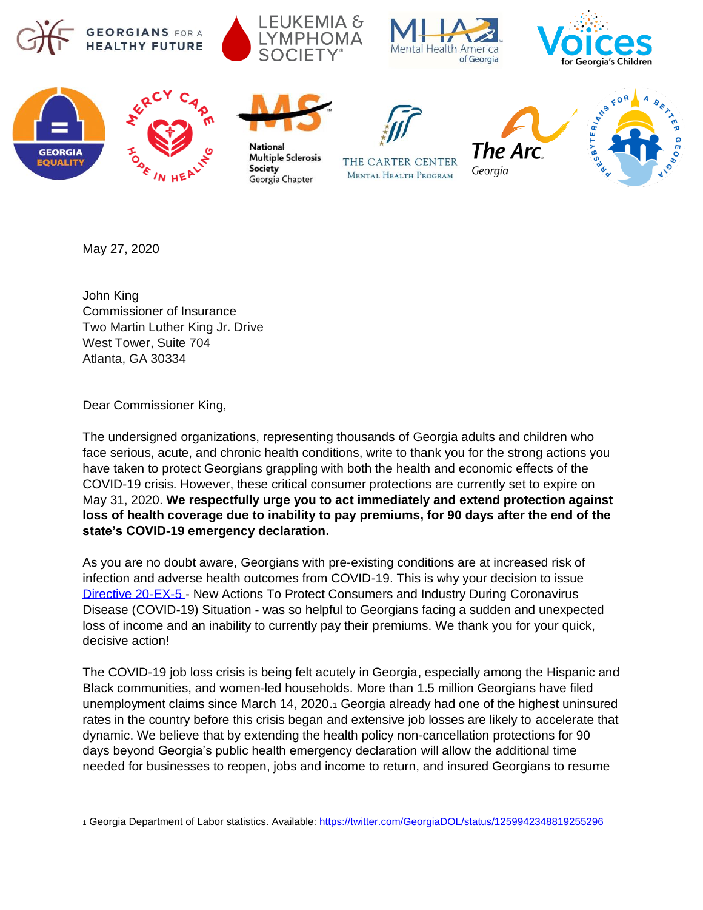May 27, 2020

John King
Commissioner of Insurance
Two Martin Luther King Jr. Drive
West Tower, Suite 704
Atlanta, GA 30334

Dear Commissioner King,

The undersigned organizations, representing thousands of Georgia adults and children who face serious, acute, and chronic health conditions, write to thank you for the strong actions you have taken to protect Georgians grappling with both the health and economic effects of the COVID-19 crisis. However, these critical consumer protections are currently set to expire on May 31, 2020. **We respectfully urge you to act immediately and extend protection against loss of health coverage due to inability to pay premiums, for 90 days after the end of the state's COVID-19 emergency declaration.**

As you are no doubt aware, Georgians with pre-existing conditions are at increased risk of infection and adverse health outcomes from COVID-19. This is why your decision to issue Directive 20-EX-5 - New Actions To Protect Consumers and Industry During Coronavirus Disease (COVID-19) Situation - was so helpful to Georgians facing a sudden and unexpected loss of income and an inability to currently pay their premiums. We thank you for your quick, decisive action!

The COVID-19 job loss crisis is being felt acutely in Georgia, especially among the Hispanic and Black communities, and women-led households. More than 1.5 million Georgians have filed unemployment claims since March 14, 2020.[1] Georgia already had one of the highest uninsured rates in the country before this crisis began and extensive job losses are likely to accelerate that dynamic. We believe that by extending the health policy non-cancellation protections for 90 days beyond Georgia's public health emergency declaration will allow the additional time needed for businesses to reopen, jobs and income to return, and insured Georgians to resume

[1] Georgia Department of Labor statistics. Available: https://twitter.com/GeorgiaDOL/status/1259942348819255296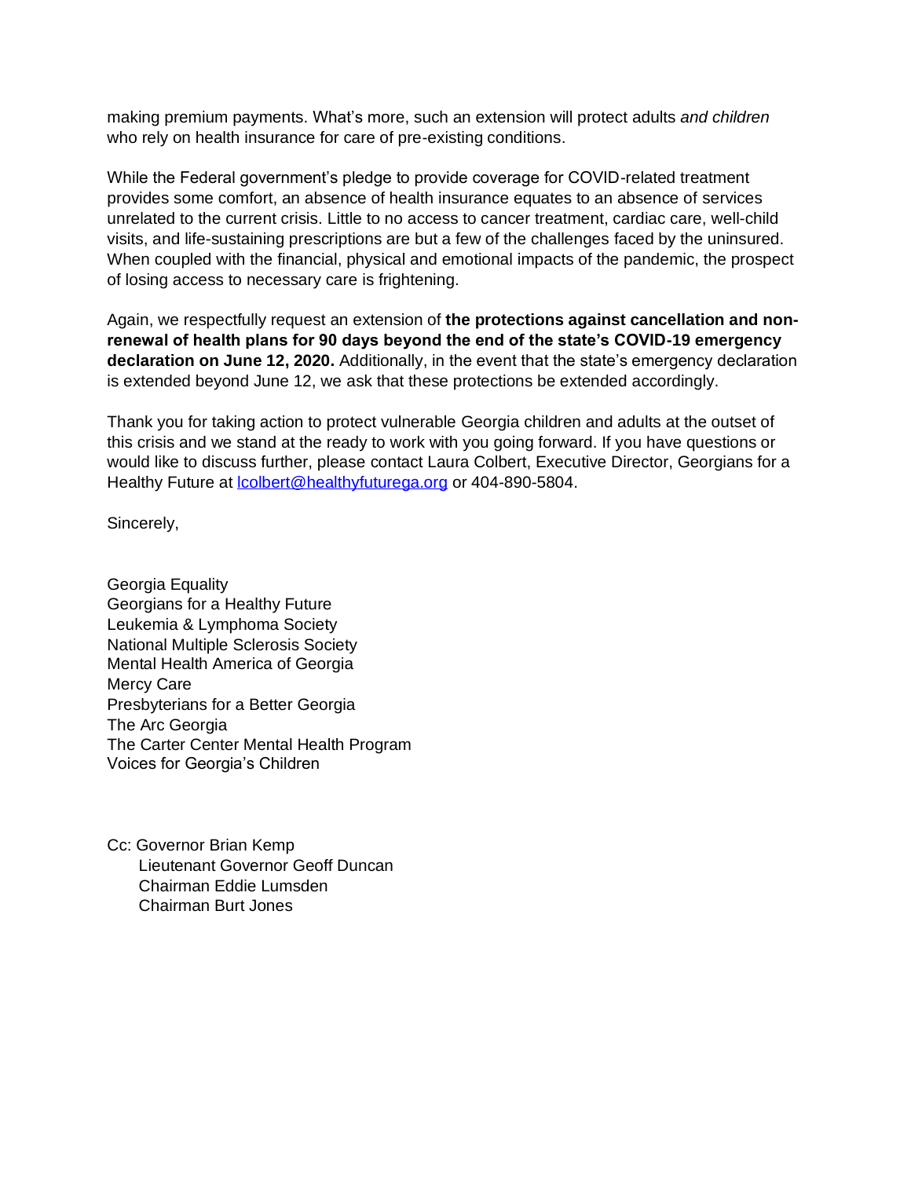making premium payments. What's more, such an extension will protect adults *and children* who rely on health insurance for care of pre-existing conditions.

While the Federal government's pledge to provide coverage for COVID-related treatment provides some comfort, an absence of health insurance equates to an absence of services unrelated to the current crisis. Little to no access to cancer treatment, cardiac care, well-child visits, and life-sustaining prescriptions are but a few of the challenges faced by the uninsured. When coupled with the financial, physical and emotional impacts of the pandemic, the prospect of losing access to necessary care is frightening.

Again, we respectfully request an extension of **the protections against cancellation and non-renewal of health plans for 90 days beyond the end of the state's COVID-19 emergency declaration on June 12, 2020.** Additionally, in the event that the state's emergency declaration is extended beyond June 12, we ask that these protections be extended accordingly.

Thank you for taking action to protect vulnerable Georgia children and adults at the outset of this crisis and we stand at the ready to work with you going forward. If you have questions or would like to discuss further, please contact Laura Colbert, Executive Director, Georgians for a Healthy Future at [lcolbert@healthyfuturega.org](mailto:lcolbert@healthyfuturega.org) or 404-890-5804.

Sincerely,

Georgia Equality
Georgians for a Healthy Future
Leukemia & Lymphoma Society
National Multiple Sclerosis Society
Mental Health America of Georgia
Mercy Care
Presbyterians for a Better Georgia
The Arc Georgia
The Carter Center Mental Health Program
Voices for Georgia's Children

Cc: Governor Brian Kemp
Lieutenant Governor Geoff Duncan
Chairman Eddie Lumsden
Chairman Burt Jones